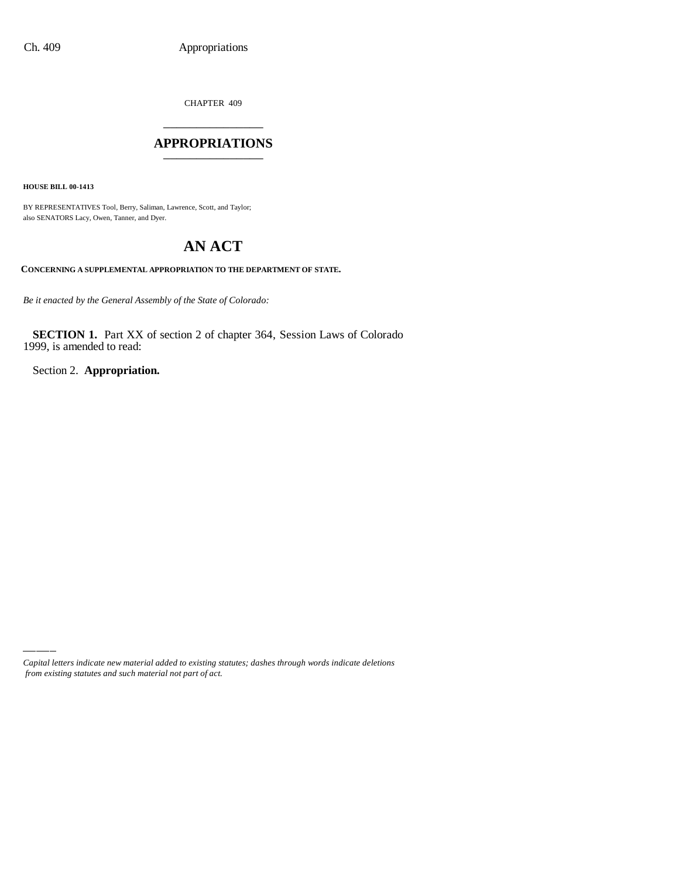CHAPTER 409

# APPROPRIATIONS

**HOUSE BILL 00-1413**

BY REPRESENTATIVES Tool, Berry, Saliman, Lawrence, Scott, and Taylor;
also SENATORS Lacy, Owen, Tanner, and Dyer.

# AN ACT

**CONCERNING A SUPPLEMENTAL APPROPRIATION TO THE DEPARTMENT OF STATE.**

*Be it enacted by the General Assembly of the State of Colorado:*

**SECTION 1.** Part XX of section 2 of chapter 364, Session Laws of Colorado 1999, is amended to read:

Section 2. **Appropriation.**

*Capital letters indicate new material added to existing statutes; dashes through words indicate deletions from existing statutes and such material not part of act.*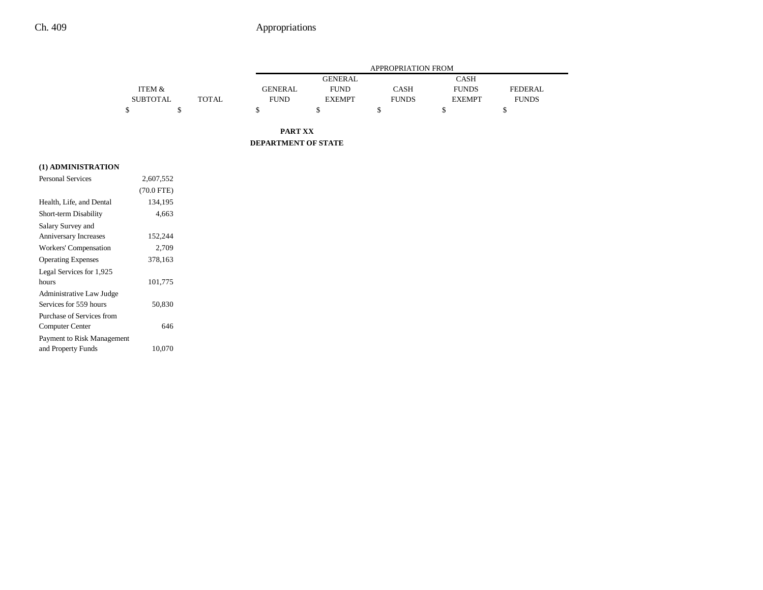|  | ITEM & SUBTOTAL | TOTAL | APPROPRIATION FROM GENERAL FUND | GENERAL FUND EXEMPT | CASH FUNDS | CASH FUNDS EXEMPT | FEDERAL FUNDS |
|---|---|---|---|---|---|---|---|
|  | $ | $ | $ | $ | $ | $ | $ |

**PART XX**

**DEPARTMENT OF STATE**

**(1) ADMINISTRATION**

|  | ITEM & SUBTOTAL | TOTAL | GENERAL FUND | GENERAL FUND EXEMPT | CASH FUNDS | CASH FUNDS EXEMPT | FEDERAL FUNDS |
|---|---|---|---|---|---|---|---|
| Personal Services | 2,607,552 |  |  |  |  |  |  |
|  | (70.0 FTE) |  |  |  |  |  |  |
| Health, Life, and Dental | 134,195 |  |  |  |  |  |  |
| Short-term Disability | 4,663 |  |  |  |  |  |  |
| Salary Survey and Anniversary Increases | 152,244 |  |  |  |  |  |  |
| Workers' Compensation | 2,709 |  |  |  |  |  |  |
| Operating Expenses | 378,163 |  |  |  |  |  |  |
| Legal Services for 1,925 hours | 101,775 |  |  |  |  |  |  |
| Administrative Law Judge Services for 559 hours | 50,830 |  |  |  |  |  |  |
| Purchase of Services from Computer Center | 646 |  |  |  |  |  |  |
| Payment to Risk Management and Property Funds | 10,070 |  |  |  |  |  |  |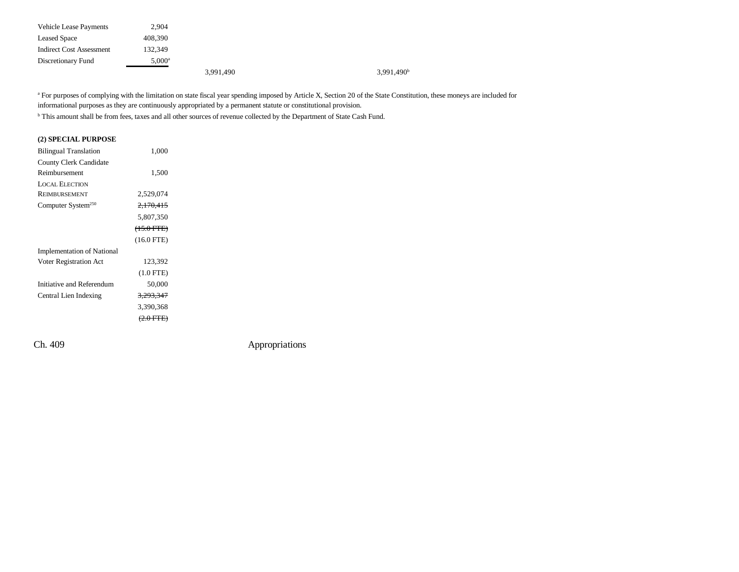| | | | | |
|---|---|---|---|---|
| Vehicle Lease Payments | 2,904 | | | |
| Leased Space | 408,390 | | | |
| Indirect Cost Assessment | 132,349 | | | |
| Discretionary Fund | 5,000[a] | | | |
| | | 3,991,490 | | 3,991,490[b] |

[a] For purposes of complying with the limitation on state fiscal year spending imposed by Article X, Section 20 of the State Constitution, these moneys are included for informational purposes as they are continuously appropriated by a permanent statute or constitutional provision.

[b] This amount shall be from fees, taxes and all other sources of revenue collected by the Department of State Cash Fund.

**(2) SPECIAL PURPOSE**

| | |
|---|---|
| Bilingual Translation | 1,000 |
| County Clerk Candidate Reimbursement | 1,500 |
| LOCAL ELECTION REIMBURSEMENT | 2,529,074 |
| Computer System[250] | ~~2,170,415~~ |
| | 5,807,350 |
| | ~~(15.0 FTE)~~ |
| | (16.0 FTE) |
| Implementation of National Voter Registration Act | 123,392 |
| | (1.0 FTE) |
| Initiative and Referendum | 50,000 |
| Central Lien Indexing | ~~3,293,347~~ |
| | 3,390,368 |
| | ~~(2.0 FTE)~~ |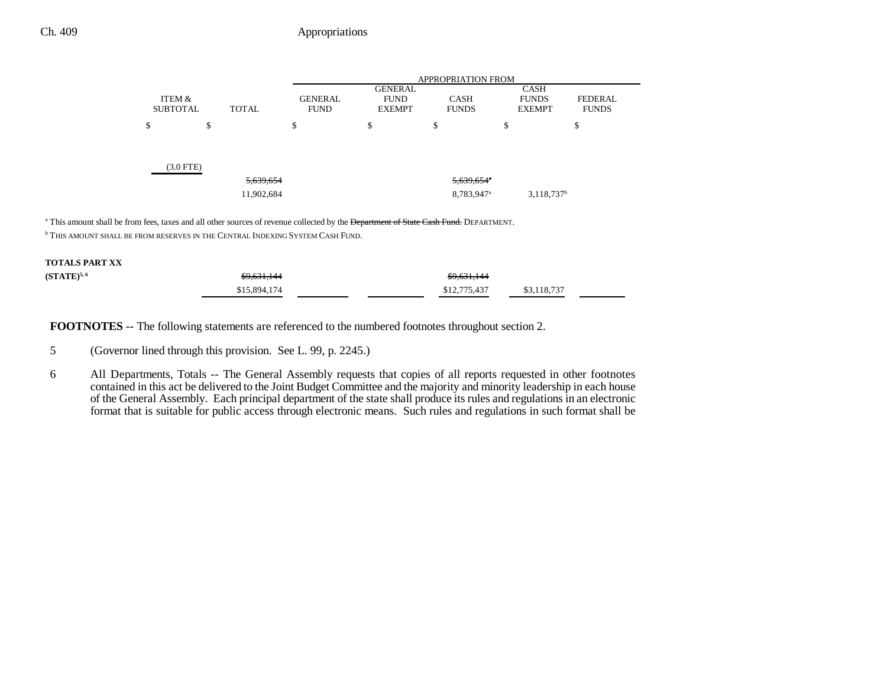| ITEM & SUBTOTAL | TOTAL | GENERAL FUND | GENERAL FUND EXEMPT | CASH FUNDS | CASH FUNDS EXEMPT | FEDERAL FUNDS |
|---|---|---|---|---|---|---|
| $ | $ | $ | $ | $ | $ | $ |
| (3.0 FTE) | | | | | | |
| | ~~5,639,654~~ | | | ~~5,639,654[a]~~ | | |
| | 11,902,684 | | | 8,783,947[a] | 3,118,737[b] | |

[a] This amount shall be from fees, taxes and all other sources of revenue collected by the ~~Department of State Cash Fund.~~ DEPARTMENT.

[b] THIS AMOUNT SHALL BE FROM RESERVES IN THE CENTRAL INDEXING SYSTEM CASH FUND.

**TOTALS PART XX (STATE)[5, 6]**

| | TOTAL | GENERAL FUND | GENERAL FUND EXEMPT | CASH FUNDS | CASH FUNDS EXEMPT | FEDERAL FUNDS |
|---|---|---|---|---|---|---|
| | ~~$9,631,144~~ | | | ~~$9,631,144~~ | | |
| | $15,894,174 | | | $12,775,437 | $3,118,737 | |

**FOOTNOTES** -- The following statements are referenced to the numbered footnotes throughout section 2.

5 (Governor lined through this provision. See L. 99, p. 2245.)

6 All Departments, Totals -- The General Assembly requests that copies of all reports requested in other footnotes contained in this act be delivered to the Joint Budget Committee and the majority and minority leadership in each house of the General Assembly. Each principal department of the state shall produce its rules and regulations in an electronic format that is suitable for public access through electronic means. Such rules and regulations in such format shall be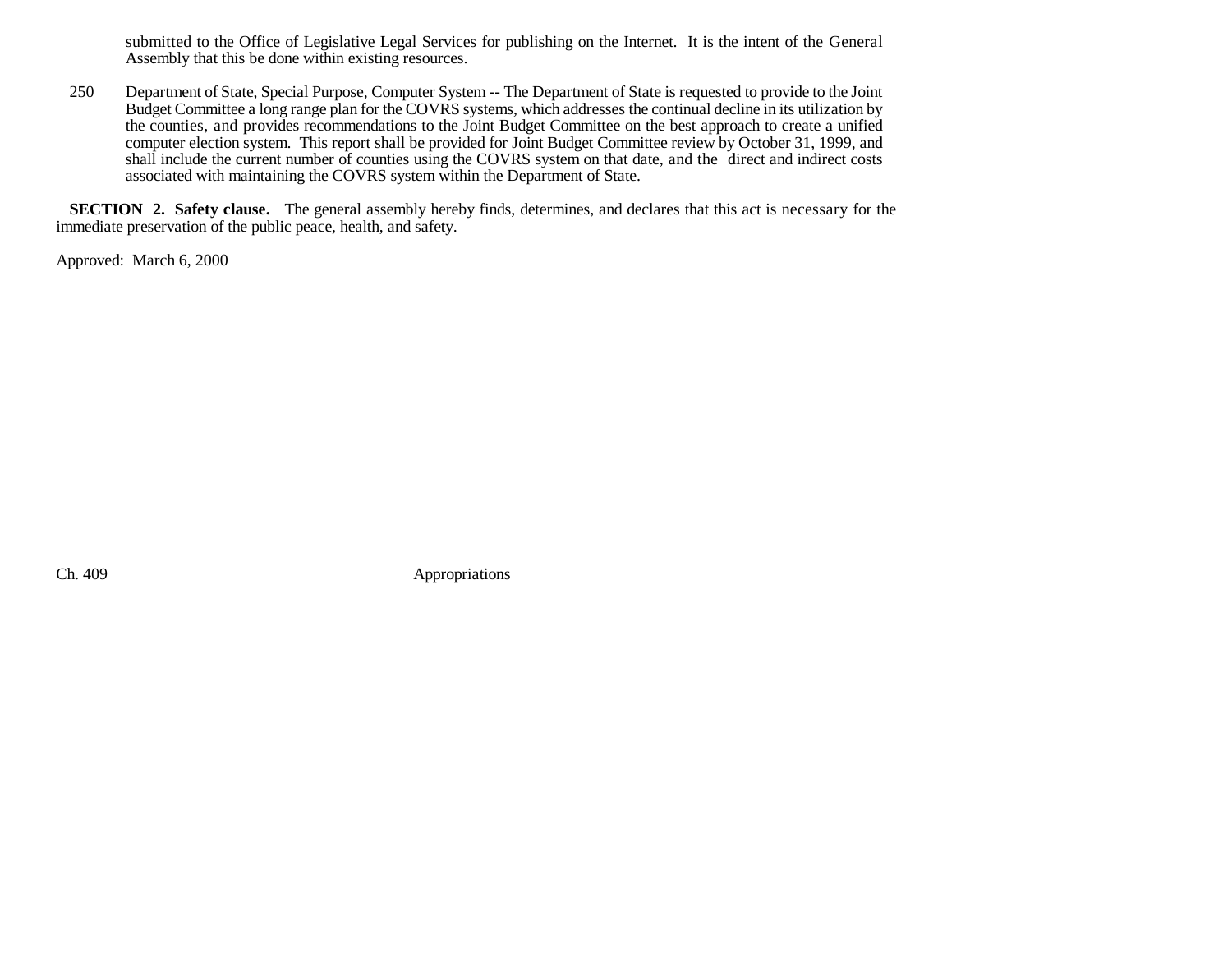submitted to the Office of Legislative Legal Services for publishing on the Internet. It is the intent of the General Assembly that this be done within existing resources.

250 Department of State, Special Purpose, Computer System -- The Department of State is requested to provide to the Joint Budget Committee a long range plan for the COVRS systems, which addresses the continual decline in its utilization by the counties, and provides recommendations to the Joint Budget Committee on the best approach to create a unified computer election system. This report shall be provided for Joint Budget Committee review by October 31, 1999, and shall include the current number of counties using the COVRS system on that date, and the direct and indirect costs associated with maintaining the COVRS system within the Department of State.

**SECTION 2. Safety clause.** The general assembly hereby finds, determines, and declares that this act is necessary for the immediate preservation of the public peace, health, and safety.

Approved: March 6, 2000